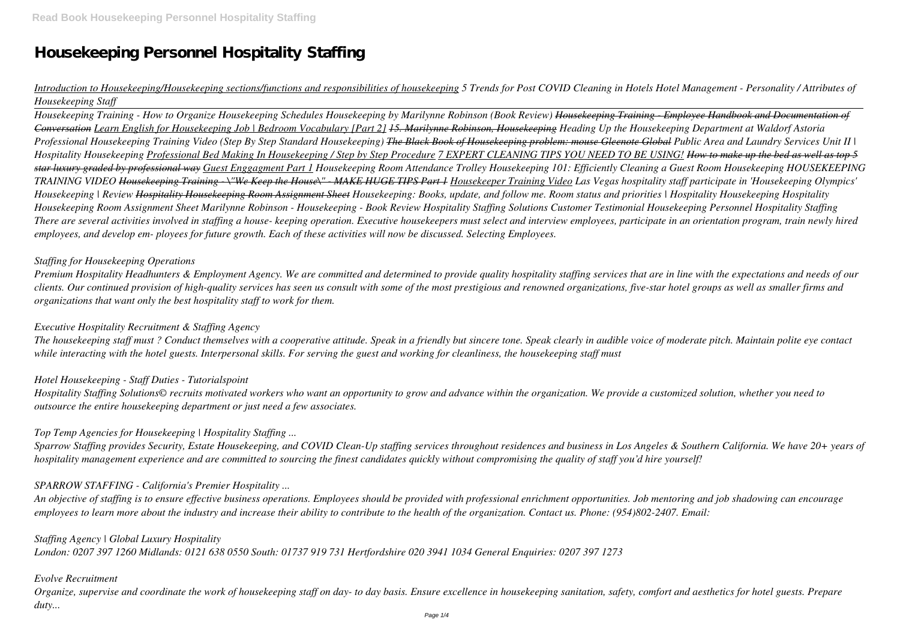# Housekeeping Personnel Hospitality Staffing

*Introduction to Housekeeping/Housekeeping sections/functions and responsibilities of housekeeping 5 Trends for Post COVID Cleaning in Hotels Hotel Management - Personality / Attributes of Housekeeping Staff*

*Housekeeping Training - How to Organize Housekeeping Schedules Housekeeping by Marilynne Robinson (Book Review) ~~Housekeeping Training - Employee Handbook and Documentation of Conversation~~ Learn English for Housekeeping Job | Bedroom Vocabulary [Part 2] ~~15. Marilynne Robinson, Housekeeping~~ Heading Up the Housekeeping Department at Waldorf Astoria Professional Housekeeping Training Video (Step By Step Standard Housekeeping) ~~The Black Book of Housekeeping problem: mouse Gleenote Global~~ Public Area and Laundry Services Unit II | Hospitality Housekeeping Professional Bed Making In Housekeeping / Step by Step Procedure 7 EXPERT CLEANING TIPS YOU NEED TO BE USING! ~~How to make up the bed as well as top 5 star luxury graded by professional way~~ Guest Enggagment Part 1 Housekeeping Room Attendance Trolley Housekeeping 101: Efficiently Cleaning a Guest Room Housekeeping HOUSEKEEPING TRAINING VIDEO ~~Housekeeping Training - \"We Keep the House\" - MAKE HUGE TIPS Part 1~~ Housekeeper Training Video Las Vegas hospitality staff participate in 'Housekeeping Olympics' Housekeeping | Review ~~Hospitality Housekeeping Room Assignment Sheet~~ Housekeeping: Books, update, and follow me. Room status and priorities | Hospitality Housekeeping Hospitality Housekeeping Room Assignment Sheet Marilynne Robinson - Housekeeping - Book Review Hospitality Staffing Solutions Customer Testimonial Housekeeping Personnel Hospitality Staffing*
*There are several activities involved in staffing a house- keeping operation. Executive housekeepers must select and interview employees, participate in an orientation program, train newly hired employees, and develop em- ployees for future growth. Each of these activities will now be discussed. Selecting Employees.*

## *Staffing for Housekeeping Operations*

*Premium Hospitality Headhunters & Employment Agency. We are committed and determined to provide quality hospitality staffing services that are in line with the expectations and needs of our clients. Our continued provision of high-quality services has seen us consult with some of the most prestigious and renowned organizations, five-star hotel groups as well as smaller firms and organizations that want only the best hospitality staff to work for them.*

## *Executive Hospitality Recruitment & Staffing Agency*

*The housekeeping staff must ? Conduct themselves with a cooperative attitude. Speak in a friendly but sincere tone. Speak clearly in audible voice of moderate pitch. Maintain polite eye contact while interacting with the hotel guests. Interpersonal skills. For serving the guest and working for cleanliness, the housekeeping staff must*

## *Hotel Housekeeping - Staff Duties - Tutorialspoint*

*Hospitality Staffing Solutions© recruits motivated workers who want an opportunity to grow and advance within the organization. We provide a customized solution, whether you need to outsource the entire housekeeping department or just need a few associates.*

## *Top Temp Agencies for Housekeeping | Hospitality Staffing ...*

*Sparrow Staffing provides Security, Estate Housekeeping, and COVID Clean-Up staffing services throughout residences and business in Los Angeles & Southern California. We have 20+ years of hospitality management experience and are committed to sourcing the finest candidates quickly without compromising the quality of staff you'd hire yourself!*

## *SPARROW STAFFING - California's Premier Hospitality ...*

*An objective of staffing is to ensure effective business operations. Employees should be provided with professional enrichment opportunities. Job mentoring and job shadowing can encourage employees to learn more about the industry and increase their ability to contribute to the health of the organization. Contact us. Phone: (954)802-2407. Email:*

## *Staffing Agency | Global Luxury Hospitality*

*London: 0207 397 1260 Midlands: 0121 638 0550 South: 01737 919 731 Hertfordshire 020 3941 1034 General Enquiries: 0207 397 1273*

## *Evolve Recruitment*

*Organize, supervise and coordinate the work of housekeeping staff on day- to day basis. Ensure excellence in housekeeping sanitation, safety, comfort and aesthetics for hotel guests. Prepare duty...*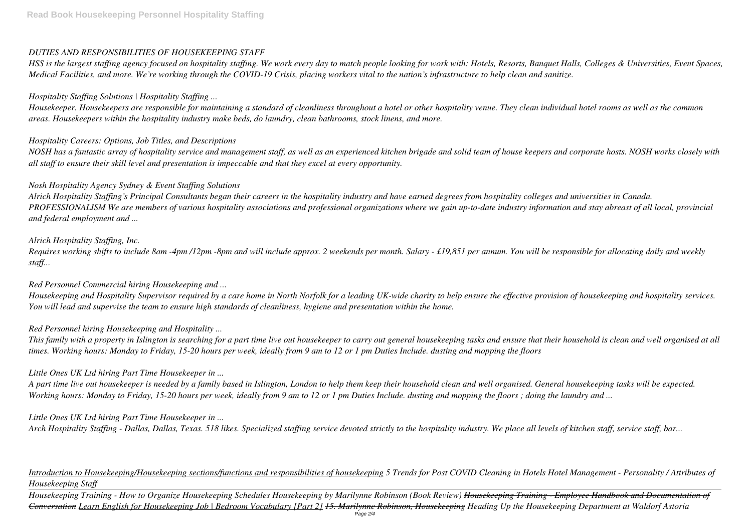*DUTIES AND RESPONSIBILITIES OF HOUSEKEEPING STAFF*

*HSS is the largest staffing agency focused on hospitality staffing. We work every day to match people looking for work with: Hotels, Resorts, Banquet Halls, Colleges & Universities, Event Spaces, Medical Facilities, and more. We're working through the COVID-19 Crisis, placing workers vital to the nation's infrastructure to help clean and sanitize.*

*Hospitality Staffing Solutions | Hospitality Staffing ...*

*Housekeeper. Housekeepers are responsible for maintaining a standard of cleanliness throughout a hotel or other hospitality venue. They clean individual hotel rooms as well as the common areas. Housekeepers within the hospitality industry make beds, do laundry, clean bathrooms, stock linens, and more.*

*Hospitality Careers: Options, Job Titles, and Descriptions*

*NOSH has a fantastic array of hospitality service and management staff, as well as an experienced kitchen brigade and solid team of house keepers and corporate hosts. NOSH works closely with all staff to ensure their skill level and presentation is impeccable and that they excel at every opportunity.*

*Nosh Hospitality Agency Sydney & Event Staffing Solutions*

*Alrich Hospitality Staffing's Principal Consultants began their careers in the hospitality industry and have earned degrees from hospitality colleges and universities in Canada. PROFESSIONALISM We are members of various hospitality associations and professional organizations where we gain up-to-date industry information and stay abreast of all local, provincial and federal employment and ...*

*Alrich Hospitality Staffing, Inc.*

*Requires working shifts to include 8am -4pm /12pm -8pm and will include approx. 2 weekends per month. Salary - £19,851 per annum. You will be responsible for allocating daily and weekly staff...*

*Red Personnel Commercial hiring Housekeeping and ...*

*Housekeeping and Hospitality Supervisor required by a care home in North Norfolk for a leading UK-wide charity to help ensure the effective provision of housekeeping and hospitality services. You will lead and supervise the team to ensure high standards of cleanliness, hygiene and presentation within the home.*

*Red Personnel hiring Housekeeping and Hospitality ...*

*This family with a property in Islington is searching for a part time live out housekeeper to carry out general housekeeping tasks and ensure that their household is clean and well organised at all times. Working hours: Monday to Friday, 15-20 hours per week, ideally from 9 am to 12 or 1 pm Duties Include. dusting and mopping the floors*

*Little Ones UK Ltd hiring Part Time Housekeeper in ...*

*A part time live out housekeeper is needed by a family based in Islington, London to help them keep their household clean and well organised. General housekeeping tasks will be expected. Working hours: Monday to Friday, 15-20 hours per week, ideally from 9 am to 12 or 1 pm Duties Include. dusting and mopping the floors ; doing the laundry and ...*

*Little Ones UK Ltd hiring Part Time Housekeeper in ...*

*Arch Hospitality Staffing - Dallas, Dallas, Texas. 518 likes. Specialized staffing service devoted strictly to the hospitality industry. We place all levels of kitchen staff, service staff, bar...*

*Introduction to Housekeeping/Housekeeping sections/functions and responsibilities of housekeeping 5 Trends for Post COVID Cleaning in Hotels Hotel Management - Personality / Attributes of Housekeeping Staff*

*Housekeeping Training - How to Organize Housekeeping Schedules Housekeeping by Marilynne Robinson (Book Review) ~~Housekeeping Training - Employee Handbook and Documentation of Conversation~~ Learn English for Housekeeping Job | Bedroom Vocabulary [Part 2] ~~15. Marilynne Robinson, Housekeeping~~ Heading Up the Housekeeping Department at Waldorf Astoria*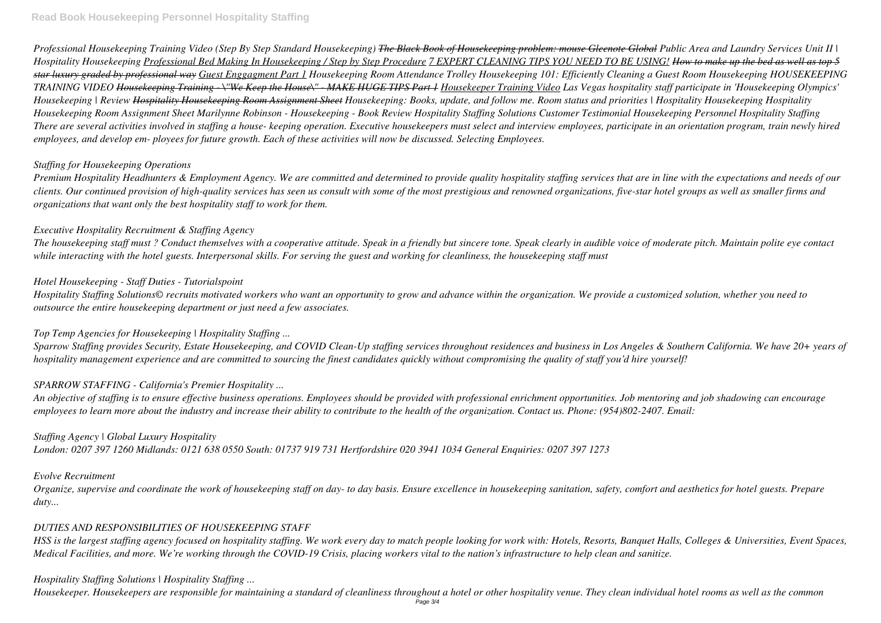*Professional Housekeeping Training Video (Step By Step Standard Housekeeping) ~~The Black Book of Housekeeping problem: mouse Gleenote Global~~ Public Area and Laundry Services Unit II | Hospitality Housekeeping Professional Bed Making In Housekeeping / Step by Step Procedure 7 EXPERT CLEANING TIPS YOU NEED TO BE USING! ~~How to make up the bed as well as top 5 star luxury graded by professional way~~ Guest Enggagment Part 1 Housekeeping Room Attendance Trolley Housekeeping 101: Efficiently Cleaning a Guest Room Housekeeping HOUSEKEEPING TRAINING VIDEO ~~Housekeeping Training - \"We Keep the House\" - MAKE HUGE TIPS Part 1~~ Housekeeper Training Video Las Vegas hospitality staff participate in 'Housekeeping Olympics' Housekeeping | Review ~~Hospitality Housekeeping Room Assignment Sheet~~ Housekeeping: Books, update, and follow me. Room status and priorities | Hospitality Housekeeping Hospitality Housekeeping Room Assignment Sheet Marilynne Robinson - Housekeeping - Book Review Hospitality Staffing Solutions Customer Testimonial Housekeeping Personnel Hospitality Staffing*

*There are several activities involved in staffing a house- keeping operation. Executive housekeepers must select and interview employees, participate in an orientation program, train newly hired employees, and develop em- ployees for future growth. Each of these activities will now be discussed. Selecting Employees.*

*Staffing for Housekeeping Operations*

*Premium Hospitality Headhunters & Employment Agency. We are committed and determined to provide quality hospitality staffing services that are in line with the expectations and needs of our clients. Our continued provision of high-quality services has seen us consult with some of the most prestigious and renowned organizations, five-star hotel groups as well as smaller firms and organizations that want only the best hospitality staff to work for them.*

*Executive Hospitality Recruitment & Staffing Agency*

*The housekeeping staff must ? Conduct themselves with a cooperative attitude. Speak in a friendly but sincere tone. Speak clearly in audible voice of moderate pitch. Maintain polite eye contact while interacting with the hotel guests. Interpersonal skills. For serving the guest and working for cleanliness, the housekeeping staff must*

*Hotel Housekeeping - Staff Duties - Tutorialspoint*

*Hospitality Staffing Solutions© recruits motivated workers who want an opportunity to grow and advance within the organization. We provide a customized solution, whether you need to outsource the entire housekeeping department or just need a few associates.*

*Top Temp Agencies for Housekeeping | Hospitality Staffing ...*

*Sparrow Staffing provides Security, Estate Housekeeping, and COVID Clean-Up staffing services throughout residences and business in Los Angeles & Southern California. We have 20+ years of hospitality management experience and are committed to sourcing the finest candidates quickly without compromising the quality of staff you'd hire yourself!*

*SPARROW STAFFING - California's Premier Hospitality ...*

*An objective of staffing is to ensure effective business operations. Employees should be provided with professional enrichment opportunities. Job mentoring and job shadowing can encourage employees to learn more about the industry and increase their ability to contribute to the health of the organization. Contact us. Phone: (954)802-2407. Email:*

*Staffing Agency | Global Luxury Hospitality*

*London: 0207 397 1260 Midlands: 0121 638 0550 South: 01737 919 731 Hertfordshire 020 3941 1034 General Enquiries: 0207 397 1273*

*Evolve Recruitment*

*Organize, supervise and coordinate the work of housekeeping staff on day- to day basis. Ensure excellence in housekeeping sanitation, safety, comfort and aesthetics for hotel guests. Prepare duty...*

*DUTIES AND RESPONSIBILITIES OF HOUSEKEEPING STAFF*

*HSS is the largest staffing agency focused on hospitality staffing. We work every day to match people looking for work with: Hotels, Resorts, Banquet Halls, Colleges & Universities, Event Spaces, Medical Facilities, and more. We're working through the COVID-19 Crisis, placing workers vital to the nation's infrastructure to help clean and sanitize.*

*Hospitality Staffing Solutions | Hospitality Staffing ...*

*Housekeeper. Housekeepers are responsible for maintaining a standard of cleanliness throughout a hotel or other hospitality venue. They clean individual hotel rooms as well as the common*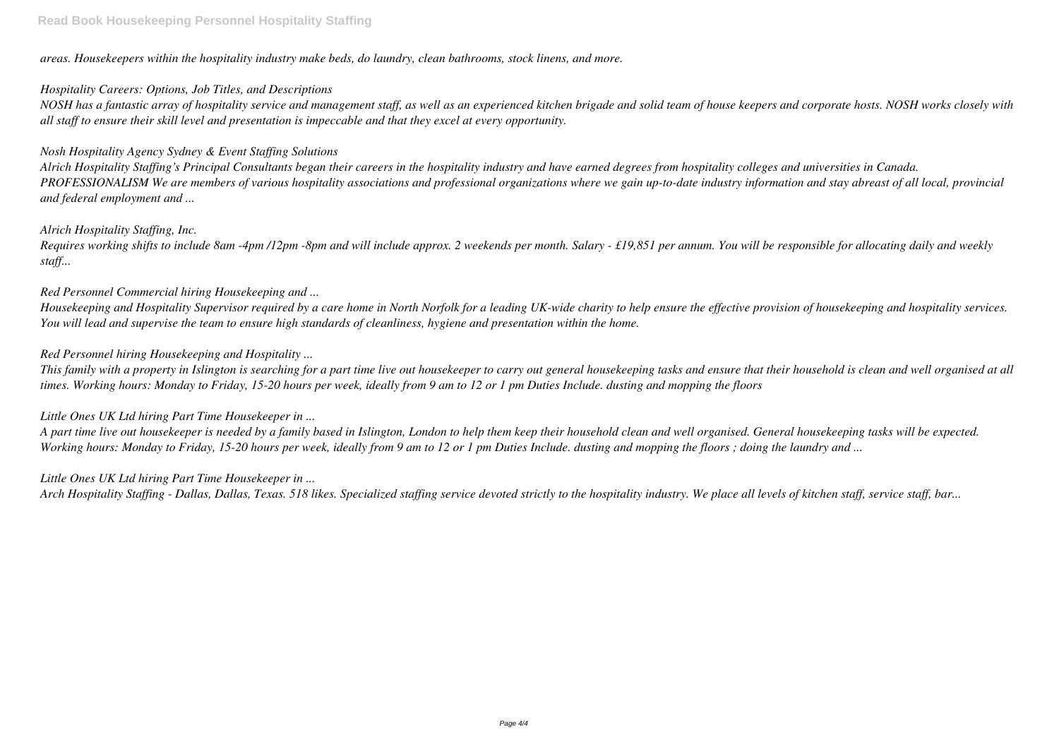*areas. Housekeepers within the hospitality industry make beds, do laundry, clean bathrooms, stock linens, and more.*

*Hospitality Careers: Options, Job Titles, and Descriptions*

*NOSH has a fantastic array of hospitality service and management staff, as well as an experienced kitchen brigade and solid team of house keepers and corporate hosts. NOSH works closely with all staff to ensure their skill level and presentation is impeccable and that they excel at every opportunity.*

*Nosh Hospitality Agency Sydney & Event Staffing Solutions*

*Alrich Hospitality Staffing's Principal Consultants began their careers in the hospitality industry and have earned degrees from hospitality colleges and universities in Canada. PROFESSIONALISM We are members of various hospitality associations and professional organizations where we gain up-to-date industry information and stay abreast of all local, provincial and federal employment and ...*

*Alrich Hospitality Staffing, Inc.*

*Requires working shifts to include 8am -4pm /12pm -8pm and will include approx. 2 weekends per month. Salary - £19,851 per annum. You will be responsible for allocating daily and weekly staff...*

*Red Personnel Commercial hiring Housekeeping and ...*

*Housekeeping and Hospitality Supervisor required by a care home in North Norfolk for a leading UK-wide charity to help ensure the effective provision of housekeeping and hospitality services. You will lead and supervise the team to ensure high standards of cleanliness, hygiene and presentation within the home.*

*Red Personnel hiring Housekeeping and Hospitality ...*

*This family with a property in Islington is searching for a part time live out housekeeper to carry out general housekeeping tasks and ensure that their household is clean and well organised at all times. Working hours: Monday to Friday, 15-20 hours per week, ideally from 9 am to 12 or 1 pm Duties Include. dusting and mopping the floors*

*Little Ones UK Ltd hiring Part Time Housekeeper in ...*

*A part time live out housekeeper is needed by a family based in Islington, London to help them keep their household clean and well organised. General housekeeping tasks will be expected. Working hours: Monday to Friday, 15-20 hours per week, ideally from 9 am to 12 or 1 pm Duties Include. dusting and mopping the floors ; doing the laundry and ...*

*Little Ones UK Ltd hiring Part Time Housekeeper in ...*

*Arch Hospitality Staffing - Dallas, Dallas, Texas. 518 likes. Specialized staffing service devoted strictly to the hospitality industry. We place all levels of kitchen staff, service staff, bar...*